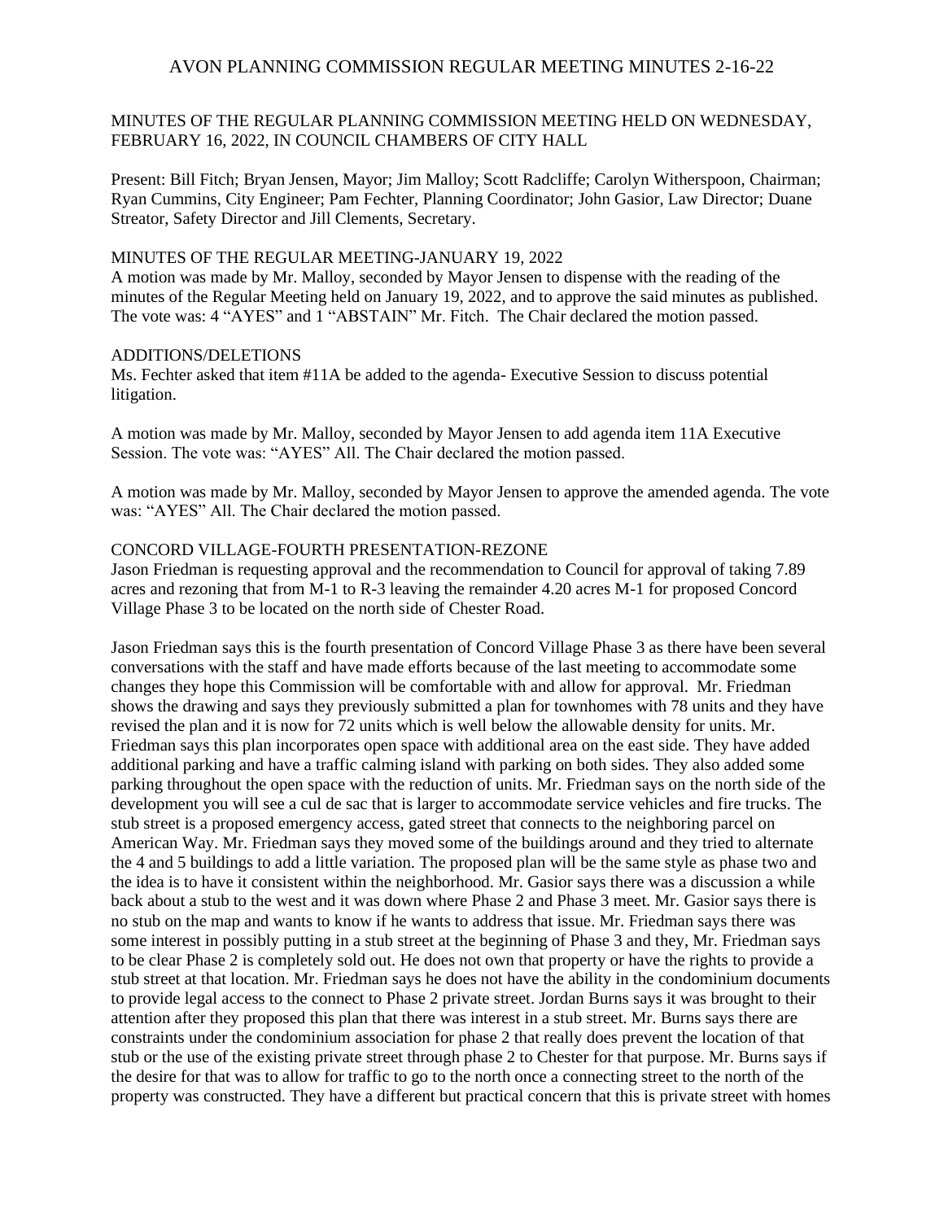# AVON PLANNING COMMISSION REGULAR MEETING MINUTES 2-16-22

MINUTES OF THE REGULAR PLANNING COMMISSION MEETING HELD ON WEDNESDAY, FEBRUARY 16, 2022, IN COUNCIL CHAMBERS OF CITY HALL

Present: Bill Fitch; Bryan Jensen, Mayor; Jim Malloy; Scott Radcliffe; Carolyn Witherspoon, Chairman; Ryan Cummins, City Engineer; Pam Fechter, Planning Coordinator; John Gasior, Law Director; Duane Streator, Safety Director and Jill Clements, Secretary.

## MINUTES OF THE REGULAR MEETING-JANUARY 19, 2022

A motion was made by Mr. Malloy, seconded by Mayor Jensen to dispense with the reading of the minutes of the Regular Meeting held on January 19, 2022, and to approve the said minutes as published. The vote was: 4 "AYES" and 1 "ABSTAIN" Mr. Fitch. The Chair declared the motion passed.

## ADDITIONS/DELETIONS

Ms. Fechter asked that item #11A be added to the agenda- Executive Session to discuss potential litigation.

A motion was made by Mr. Malloy, seconded by Mayor Jensen to add agenda item 11A Executive Session. The vote was: "AYES" All. The Chair declared the motion passed.

A motion was made by Mr. Malloy, seconded by Mayor Jensen to approve the amended agenda. The vote was: "AYES" All. The Chair declared the motion passed.

## CONCORD VILLAGE-FOURTH PRESENTATION-REZONE

Jason Friedman is requesting approval and the recommendation to Council for approval of taking 7.89 acres and rezoning that from M-1 to R-3 leaving the remainder 4.20 acres M-1 for proposed Concord Village Phase 3 to be located on the north side of Chester Road.

Jason Friedman says this is the fourth presentation of Concord Village Phase 3 as there have been several conversations with the staff and have made efforts because of the last meeting to accommodate some changes they hope this Commission will be comfortable with and allow for approval. Mr. Friedman shows the drawing and says they previously submitted a plan for townhomes with 78 units and they have revised the plan and it is now for 72 units which is well below the allowable density for units. Mr. Friedman says this plan incorporates open space with additional area on the east side. They have added additional parking and have a traffic calming island with parking on both sides. They also added some parking throughout the open space with the reduction of units. Mr. Friedman says on the north side of the development you will see a cul de sac that is larger to accommodate service vehicles and fire trucks. The stub street is a proposed emergency access, gated street that connects to the neighboring parcel on American Way. Mr. Friedman says they moved some of the buildings around and they tried to alternate the 4 and 5 buildings to add a little variation. The proposed plan will be the same style as phase two and the idea is to have it consistent within the neighborhood. Mr. Gasior says there was a discussion a while back about a stub to the west and it was down where Phase 2 and Phase 3 meet. Mr. Gasior says there is no stub on the map and wants to know if he wants to address that issue. Mr. Friedman says there was some interest in possibly putting in a stub street at the beginning of Phase 3 and they, Mr. Friedman says to be clear Phase 2 is completely sold out. He does not own that property or have the rights to provide a stub street at that location. Mr. Friedman says he does not have the ability in the condominium documents to provide legal access to the connect to Phase 2 private street. Jordan Burns says it was brought to their attention after they proposed this plan that there was interest in a stub street. Mr. Burns says there are constraints under the condominium association for phase 2 that really does prevent the location of that stub or the use of the existing private street through phase 2 to Chester for that purpose. Mr. Burns says if the desire for that was to allow for traffic to go to the north once a connecting street to the north of the property was constructed. They have a different but practical concern that this is private street with homes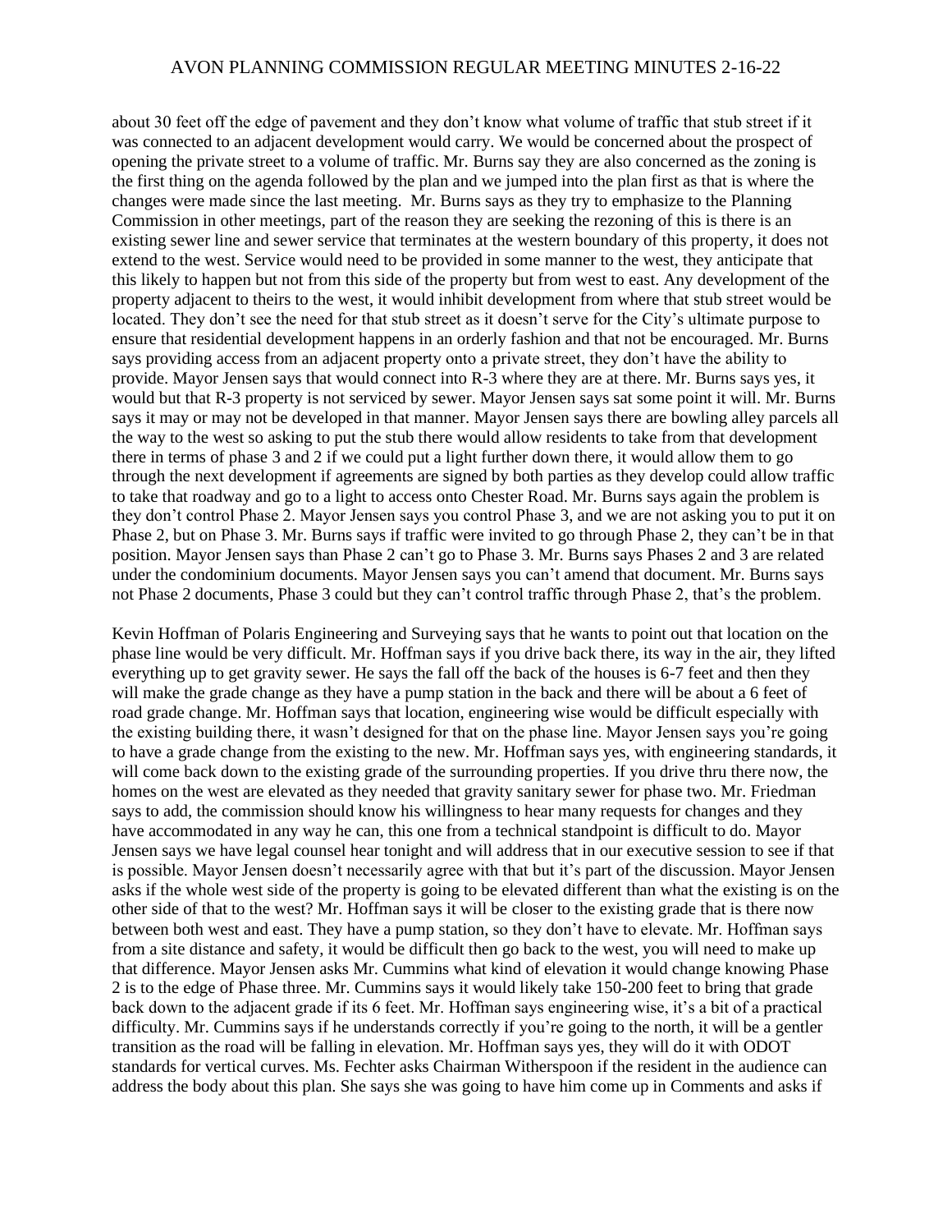about 30 feet off the edge of pavement and they don't know what volume of traffic that stub street if it was connected to an adjacent development would carry. We would be concerned about the prospect of opening the private street to a volume of traffic. Mr. Burns say they are also concerned as the zoning is the first thing on the agenda followed by the plan and we jumped into the plan first as that is where the changes were made since the last meeting. Mr. Burns says as they try to emphasize to the Planning Commission in other meetings, part of the reason they are seeking the rezoning of this is there is an existing sewer line and sewer service that terminates at the western boundary of this property, it does not extend to the west. Service would need to be provided in some manner to the west, they anticipate that this likely to happen but not from this side of the property but from west to east. Any development of the property adjacent to theirs to the west, it would inhibit development from where that stub street would be located. They don't see the need for that stub street as it doesn't serve for the City's ultimate purpose to ensure that residential development happens in an orderly fashion and that not be encouraged. Mr. Burns says providing access from an adjacent property onto a private street, they don't have the ability to provide. Mayor Jensen says that would connect into R-3 where they are at there. Mr. Burns says yes, it would but that R-3 property is not serviced by sewer. Mayor Jensen says sat some point it will. Mr. Burns says it may or may not be developed in that manner. Mayor Jensen says there are bowling alley parcels all the way to the west so asking to put the stub there would allow residents to take from that development there in terms of phase 3 and 2 if we could put a light further down there, it would allow them to go through the next development if agreements are signed by both parties as they develop could allow traffic to take that roadway and go to a light to access onto Chester Road. Mr. Burns says again the problem is they don't control Phase 2. Mayor Jensen says you control Phase 3, and we are not asking you to put it on Phase 2, but on Phase 3. Mr. Burns says if traffic were invited to go through Phase 2, they can't be in that position. Mayor Jensen says than Phase 2 can't go to Phase 3. Mr. Burns says Phases 2 and 3 are related under the condominium documents. Mayor Jensen says you can't amend that document. Mr. Burns says not Phase 2 documents, Phase 3 could but they can't control traffic through Phase 2, that's the problem.

Kevin Hoffman of Polaris Engineering and Surveying says that he wants to point out that location on the phase line would be very difficult. Mr. Hoffman says if you drive back there, its way in the air, they lifted everything up to get gravity sewer. He says the fall off the back of the houses is 6-7 feet and then they will make the grade change as they have a pump station in the back and there will be about a 6 feet of road grade change. Mr. Hoffman says that location, engineering wise would be difficult especially with the existing building there, it wasn't designed for that on the phase line. Mayor Jensen says you're going to have a grade change from the existing to the new. Mr. Hoffman says yes, with engineering standards, it will come back down to the existing grade of the surrounding properties. If you drive thru there now, the homes on the west are elevated as they needed that gravity sanitary sewer for phase two. Mr. Friedman says to add, the commission should know his willingness to hear many requests for changes and they have accommodated in any way he can, this one from a technical standpoint is difficult to do. Mayor Jensen says we have legal counsel hear tonight and will address that in our executive session to see if that is possible. Mayor Jensen doesn't necessarily agree with that but it's part of the discussion. Mayor Jensen asks if the whole west side of the property is going to be elevated different than what the existing is on the other side of that to the west? Mr. Hoffman says it will be closer to the existing grade that is there now between both west and east. They have a pump station, so they don't have to elevate. Mr. Hoffman says from a site distance and safety, it would be difficult then go back to the west, you will need to make up that difference. Mayor Jensen asks Mr. Cummins what kind of elevation it would change knowing Phase 2 is to the edge of Phase three. Mr. Cummins says it would likely take 150-200 feet to bring that grade back down to the adjacent grade if its 6 feet. Mr. Hoffman says engineering wise, it's a bit of a practical difficulty. Mr. Cummins says if he understands correctly if you're going to the north, it will be a gentler transition as the road will be falling in elevation. Mr. Hoffman says yes, they will do it with ODOT standards for vertical curves. Ms. Fechter asks Chairman Witherspoon if the resident in the audience can address the body about this plan. She says she was going to have him come up in Comments and asks if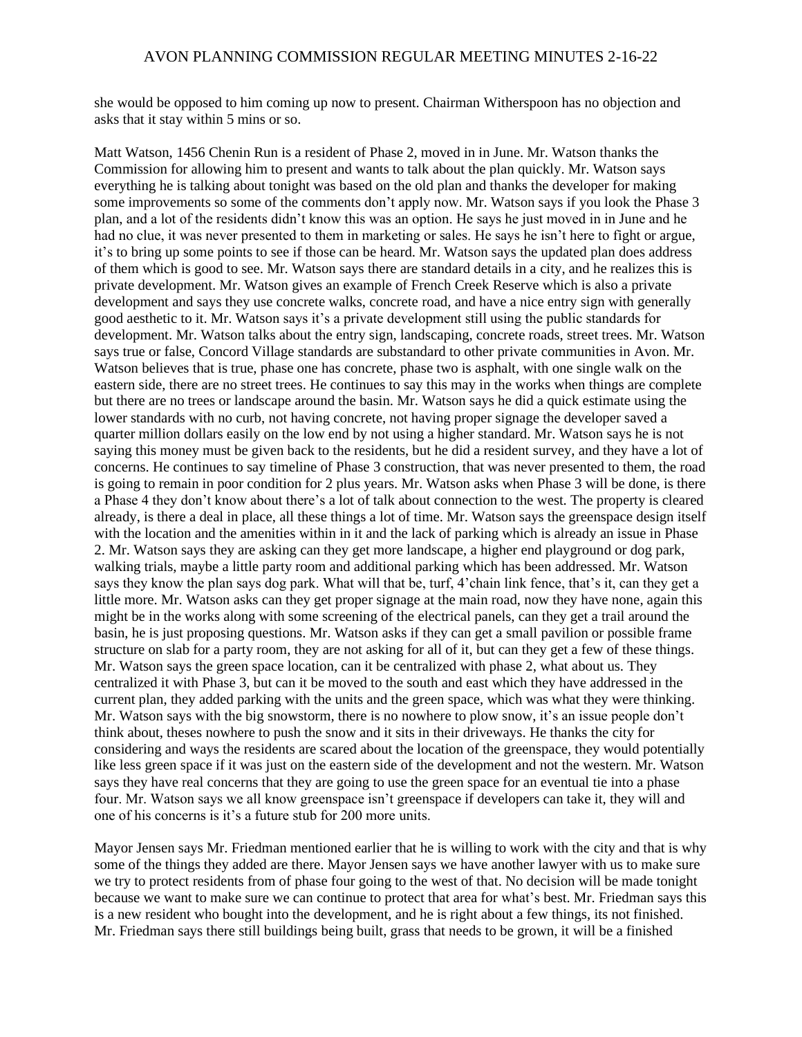she would be opposed to him coming up now to present. Chairman Witherspoon has no objection and asks that it stay within 5 mins or so.

Matt Watson, 1456 Chenin Run is a resident of Phase 2, moved in in June. Mr. Watson thanks the Commission for allowing him to present and wants to talk about the plan quickly. Mr. Watson says everything he is talking about tonight was based on the old plan and thanks the developer for making some improvements so some of the comments don't apply now. Mr. Watson says if you look the Phase 3 plan, and a lot of the residents didn't know this was an option. He says he just moved in in June and he had no clue, it was never presented to them in marketing or sales. He says he isn't here to fight or argue, it's to bring up some points to see if those can be heard. Mr. Watson says the updated plan does address of them which is good to see. Mr. Watson says there are standard details in a city, and he realizes this is private development. Mr. Watson gives an example of French Creek Reserve which is also a private development and says they use concrete walks, concrete road, and have a nice entry sign with generally good aesthetic to it. Mr. Watson says it's a private development still using the public standards for development. Mr. Watson talks about the entry sign, landscaping, concrete roads, street trees. Mr. Watson says true or false, Concord Village standards are substandard to other private communities in Avon. Mr. Watson believes that is true, phase one has concrete, phase two is asphalt, with one single walk on the eastern side, there are no street trees. He continues to say this may in the works when things are complete but there are no trees or landscape around the basin. Mr. Watson says he did a quick estimate using the lower standards with no curb, not having concrete, not having proper signage the developer saved a quarter million dollars easily on the low end by not using a higher standard. Mr. Watson says he is not saying this money must be given back to the residents, but he did a resident survey, and they have a lot of concerns. He continues to say timeline of Phase 3 construction, that was never presented to them, the road is going to remain in poor condition for 2 plus years. Mr. Watson asks when Phase 3 will be done, is there a Phase 4 they don't know about there's a lot of talk about connection to the west. The property is cleared already, is there a deal in place, all these things a lot of time. Mr. Watson says the greenspace design itself with the location and the amenities within in it and the lack of parking which is already an issue in Phase 2. Mr. Watson says they are asking can they get more landscape, a higher end playground or dog park, walking trials, maybe a little party room and additional parking which has been addressed. Mr. Watson says they know the plan says dog park. What will that be, turf, 4'chain link fence, that's it, can they get a little more. Mr. Watson asks can they get proper signage at the main road, now they have none, again this might be in the works along with some screening of the electrical panels, can they get a trail around the basin, he is just proposing questions. Mr. Watson asks if they can get a small pavilion or possible frame structure on slab for a party room, they are not asking for all of it, but can they get a few of these things. Mr. Watson says the green space location, can it be centralized with phase 2, what about us. They centralized it with Phase 3, but can it be moved to the south and east which they have addressed in the current plan, they added parking with the units and the green space, which was what they were thinking. Mr. Watson says with the big snowstorm, there is no nowhere to plow snow, it's an issue people don't think about, theses nowhere to push the snow and it sits in their driveways. He thanks the city for considering and ways the residents are scared about the location of the greenspace, they would potentially like less green space if it was just on the eastern side of the development and not the western. Mr. Watson says they have real concerns that they are going to use the green space for an eventual tie into a phase four. Mr. Watson says we all know greenspace isn't greenspace if developers can take it, they will and one of his concerns is it's a future stub for 200 more units.

Mayor Jensen says Mr. Friedman mentioned earlier that he is willing to work with the city and that is why some of the things they added are there. Mayor Jensen says we have another lawyer with us to make sure we try to protect residents from of phase four going to the west of that. No decision will be made tonight because we want to make sure we can continue to protect that area for what's best. Mr. Friedman says this is a new resident who bought into the development, and he is right about a few things, its not finished. Mr. Friedman says there still buildings being built, grass that needs to be grown, it will be a finished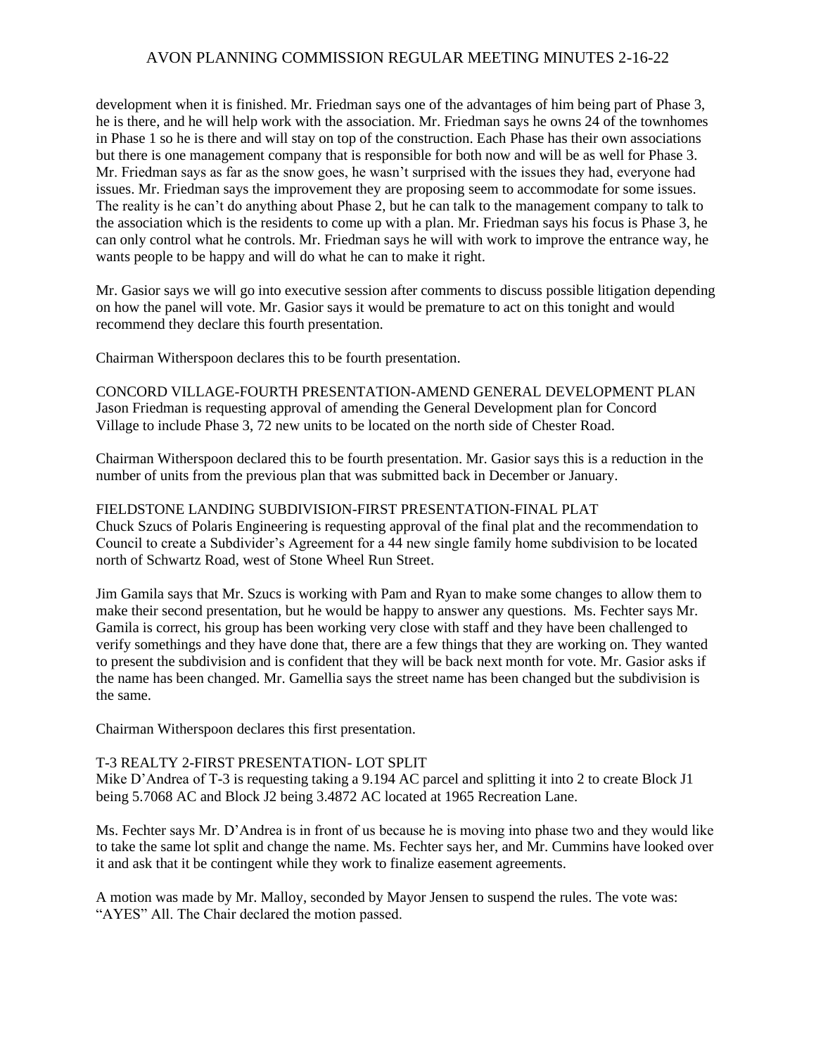development when it is finished. Mr. Friedman says one of the advantages of him being part of Phase 3, he is there, and he will help work with the association. Mr. Friedman says he owns 24 of the townhomes in Phase 1 so he is there and will stay on top of the construction. Each Phase has their own associations but there is one management company that is responsible for both now and will be as well for Phase 3. Mr. Friedman says as far as the snow goes, he wasn't surprised with the issues they had, everyone had issues. Mr. Friedman says the improvement they are proposing seem to accommodate for some issues. The reality is he can't do anything about Phase 2, but he can talk to the management company to talk to the association which is the residents to come up with a plan. Mr. Friedman says his focus is Phase 3, he can only control what he controls. Mr. Friedman says he will with work to improve the entrance way, he wants people to be happy and will do what he can to make it right.

Mr. Gasior says we will go into executive session after comments to discuss possible litigation depending on how the panel will vote. Mr. Gasior says it would be premature to act on this tonight and would recommend they declare this fourth presentation.

Chairman Witherspoon declares this to be fourth presentation.

CONCORD VILLAGE-FOURTH PRESENTATION-AMEND GENERAL DEVELOPMENT PLAN
Jason Friedman is requesting approval of amending the General Development plan for Concord Village to include Phase 3, 72 new units to be located on the north side of Chester Road.

Chairman Witherspoon declared this to be fourth presentation. Mr. Gasior says this is a reduction in the number of units from the previous plan that was submitted back in December or January.

FIELDSTONE LANDING SUBDIVISION-FIRST PRESENTATION-FINAL PLAT
Chuck Szucs of Polaris Engineering is requesting approval of the final plat and the recommendation to Council to create a Subdivider's Agreement for a 44 new single family home subdivision to be located north of Schwartz Road, west of Stone Wheel Run Street.

Jim Gamila says that Mr. Szucs is working with Pam and Ryan to make some changes to allow them to make their second presentation, but he would be happy to answer any questions. Ms. Fechter says Mr. Gamila is correct, his group has been working very close with staff and they have been challenged to verify somethings and they have done that, there are a few things that they are working on. They wanted to present the subdivision and is confident that they will be back next month for vote. Mr. Gasior asks if the name has been changed. Mr. Gamellia says the street name has been changed but the subdivision is the same.

Chairman Witherspoon declares this first presentation.

T-3 REALTY 2-FIRST PRESENTATION- LOT SPLIT
Mike D'Andrea of T-3 is requesting taking a 9.194 AC parcel and splitting it into 2 to create Block J1 being 5.7068 AC and Block J2 being 3.4872 AC located at 1965 Recreation Lane.

Ms. Fechter says Mr. D'Andrea is in front of us because he is moving into phase two and they would like to take the same lot split and change the name. Ms. Fechter says her, and Mr. Cummins have looked over it and ask that it be contingent while they work to finalize easement agreements.

A motion was made by Mr. Malloy, seconded by Mayor Jensen to suspend the rules. The vote was: "AYES" All. The Chair declared the motion passed.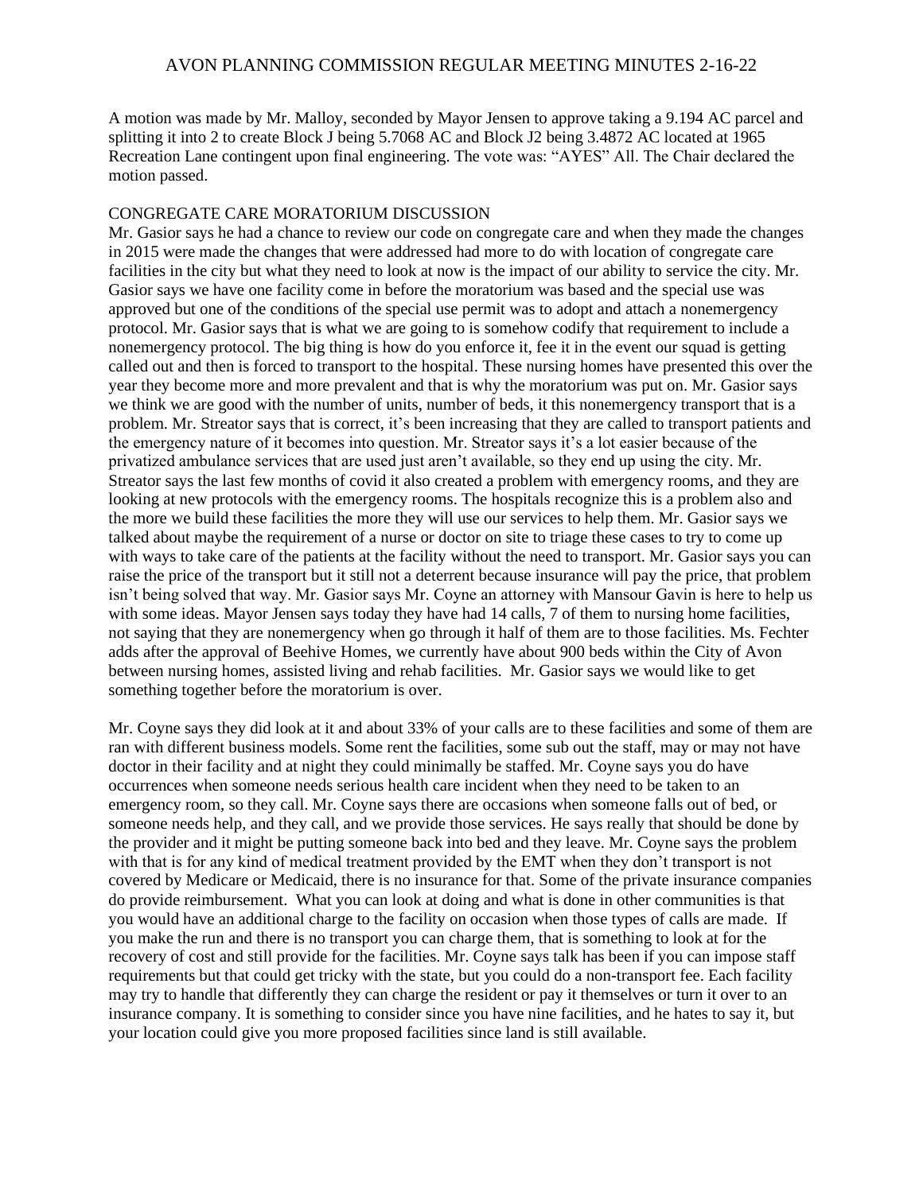A motion was made by Mr. Malloy, seconded by Mayor Jensen to approve taking a 9.194 AC parcel and splitting it into 2 to create Block J being 5.7068 AC and Block J2 being 3.4872 AC located at 1965 Recreation Lane contingent upon final engineering. The vote was: "AYES" All. The Chair declared the motion passed.

CONGREGATE CARE MORATORIUM DISCUSSION

Mr. Gasior says he had a chance to review our code on congregate care and when they made the changes in 2015 were made the changes that were addressed had more to do with location of congregate care facilities in the city but what they need to look at now is the impact of our ability to service the city. Mr. Gasior says we have one facility come in before the moratorium was based and the special use was approved but one of the conditions of the special use permit was to adopt and attach a nonemergency protocol. Mr. Gasior says that is what we are going to is somehow codify that requirement to include a nonemergency protocol. The big thing is how do you enforce it, fee it in the event our squad is getting called out and then is forced to transport to the hospital. These nursing homes have presented this over the year they become more and more prevalent and that is why the moratorium was put on. Mr. Gasior says we think we are good with the number of units, number of beds, it this nonemergency transport that is a problem. Mr. Streator says that is correct, it's been increasing that they are called to transport patients and the emergency nature of it becomes into question. Mr. Streator says it's a lot easier because of the privatized ambulance services that are used just aren't available, so they end up using the city. Mr. Streator says the last few months of covid it also created a problem with emergency rooms, and they are looking at new protocols with the emergency rooms. The hospitals recognize this is a problem also and the more we build these facilities the more they will use our services to help them. Mr. Gasior says we talked about maybe the requirement of a nurse or doctor on site to triage these cases to try to come up with ways to take care of the patients at the facility without the need to transport. Mr. Gasior says you can raise the price of the transport but it still not a deterrent because insurance will pay the price, that problem isn't being solved that way. Mr. Gasior says Mr. Coyne an attorney with Mansour Gavin is here to help us with some ideas. Mayor Jensen says today they have had 14 calls, 7 of them to nursing home facilities, not saying that they are nonemergency when go through it half of them are to those facilities. Ms. Fechter adds after the approval of Beehive Homes, we currently have about 900 beds within the City of Avon between nursing homes, assisted living and rehab facilities. Mr. Gasior says we would like to get something together before the moratorium is over.

Mr. Coyne says they did look at it and about 33% of your calls are to these facilities and some of them are ran with different business models. Some rent the facilities, some sub out the staff, may or may not have doctor in their facility and at night they could minimally be staffed. Mr. Coyne says you do have occurrences when someone needs serious health care incident when they need to be taken to an emergency room, so they call. Mr. Coyne says there are occasions when someone falls out of bed, or someone needs help, and they call, and we provide those services. He says really that should be done by the provider and it might be putting someone back into bed and they leave. Mr. Coyne says the problem with that is for any kind of medical treatment provided by the EMT when they don't transport is not covered by Medicare or Medicaid, there is no insurance for that. Some of the private insurance companies do provide reimbursement. What you can look at doing and what is done in other communities is that you would have an additional charge to the facility on occasion when those types of calls are made. If you make the run and there is no transport you can charge them, that is something to look at for the recovery of cost and still provide for the facilities. Mr. Coyne says talk has been if you can impose staff requirements but that could get tricky with the state, but you could do a non-transport fee. Each facility may try to handle that differently they can charge the resident or pay it themselves or turn it over to an insurance company. It is something to consider since you have nine facilities, and he hates to say it, but your location could give you more proposed facilities since land is still available.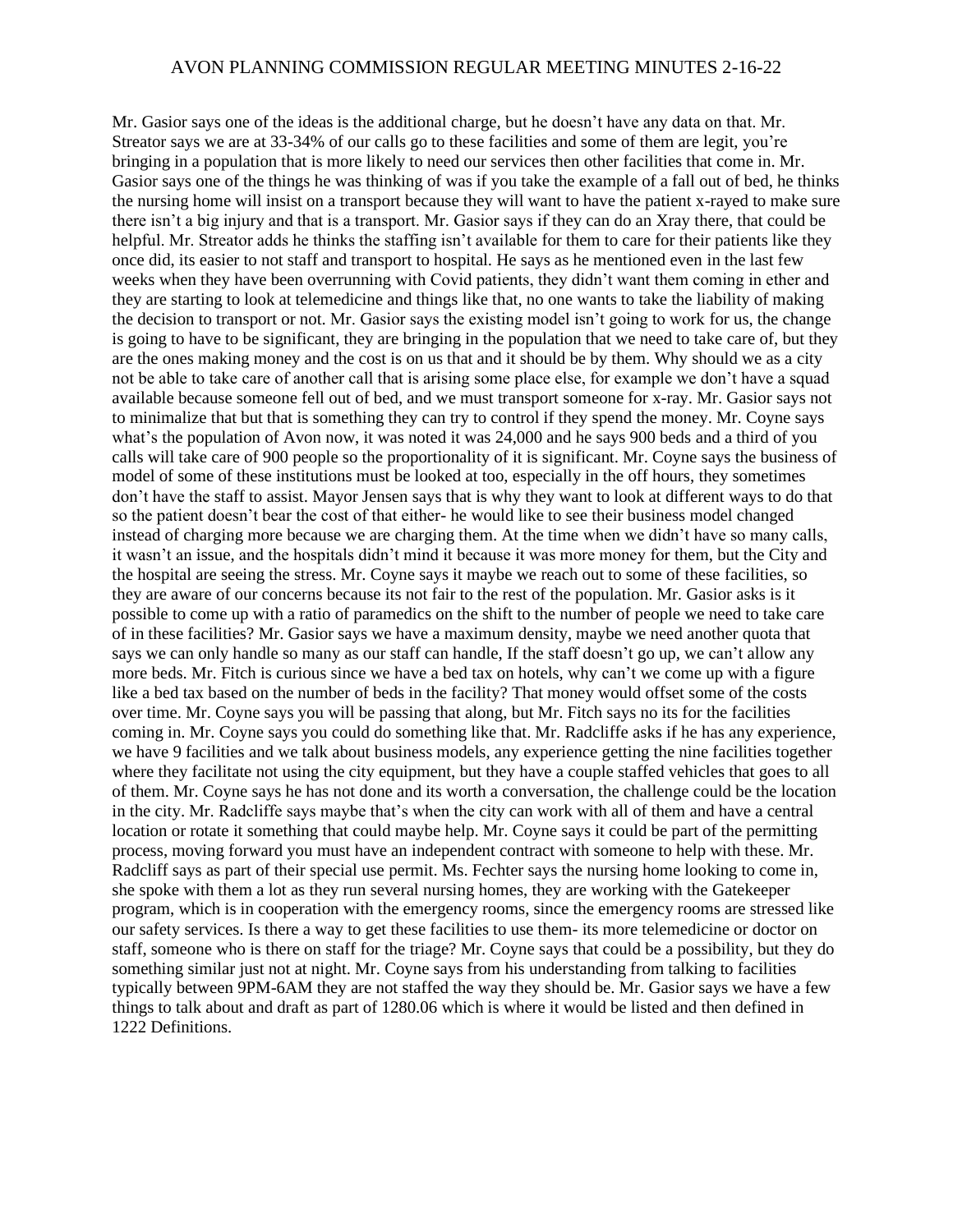Mr. Gasior says one of the ideas is the additional charge, but he doesn't have any data on that. Mr. Streator says we are at 33-34% of our calls go to these facilities and some of them are legit, you're bringing in a population that is more likely to need our services then other facilities that come in. Mr. Gasior says one of the things he was thinking of was if you take the example of a fall out of bed, he thinks the nursing home will insist on a transport because they will want to have the patient x-rayed to make sure there isn't a big injury and that is a transport. Mr. Gasior says if they can do an Xray there, that could be helpful. Mr. Streator adds he thinks the staffing isn't available for them to care for their patients like they once did, its easier to not staff and transport to hospital. He says as he mentioned even in the last few weeks when they have been overrunning with Covid patients, they didn't want them coming in ether and they are starting to look at telemedicine and things like that, no one wants to take the liability of making the decision to transport or not. Mr. Gasior says the existing model isn't going to work for us, the change is going to have to be significant, they are bringing in the population that we need to take care of, but they are the ones making money and the cost is on us that and it should be by them. Why should we as a city not be able to take care of another call that is arising some place else, for example we don't have a squad available because someone fell out of bed, and we must transport someone for x-ray. Mr. Gasior says not to minimalize that but that is something they can try to control if they spend the money. Mr. Coyne says what's the population of Avon now, it was noted it was 24,000 and he says 900 beds and a third of you calls will take care of 900 people so the proportionality of it is significant. Mr. Coyne says the business of model of some of these institutions must be looked at too, especially in the off hours, they sometimes don't have the staff to assist. Mayor Jensen says that is why they want to look at different ways to do that so the patient doesn't bear the cost of that either- he would like to see their business model changed instead of charging more because we are charging them. At the time when we didn't have so many calls, it wasn't an issue, and the hospitals didn't mind it because it was more money for them, but the City and the hospital are seeing the stress. Mr. Coyne says it maybe we reach out to some of these facilities, so they are aware of our concerns because its not fair to the rest of the population. Mr. Gasior asks is it possible to come up with a ratio of paramedics on the shift to the number of people we need to take care of in these facilities? Mr. Gasior says we have a maximum density, maybe we need another quota that says we can only handle so many as our staff can handle, If the staff doesn't go up, we can't allow any more beds. Mr. Fitch is curious since we have a bed tax on hotels, why can't we come up with a figure like a bed tax based on the number of beds in the facility? That money would offset some of the costs over time. Mr. Coyne says you will be passing that along, but Mr. Fitch says no its for the facilities coming in. Mr. Coyne says you could do something like that. Mr. Radcliffe asks if he has any experience, we have 9 facilities and we talk about business models, any experience getting the nine facilities together where they facilitate not using the city equipment, but they have a couple staffed vehicles that goes to all of them. Mr. Coyne says he has not done and its worth a conversation, the challenge could be the location in the city. Mr. Radcliffe says maybe that's when the city can work with all of them and have a central location or rotate it something that could maybe help. Mr. Coyne says it could be part of the permitting process, moving forward you must have an independent contract with someone to help with these. Mr. Radcliff says as part of their special use permit. Ms. Fechter says the nursing home looking to come in, she spoke with them a lot as they run several nursing homes, they are working with the Gatekeeper program, which is in cooperation with the emergency rooms, since the emergency rooms are stressed like our safety services. Is there a way to get these facilities to use them- its more telemedicine or doctor on staff, someone who is there on staff for the triage? Mr. Coyne says that could be a possibility, but they do something similar just not at night. Mr. Coyne says from his understanding from talking to facilities typically between 9PM-6AM they are not staffed the way they should be. Mr. Gasior says we have a few things to talk about and draft as part of 1280.06 which is where it would be listed and then defined in 1222 Definitions.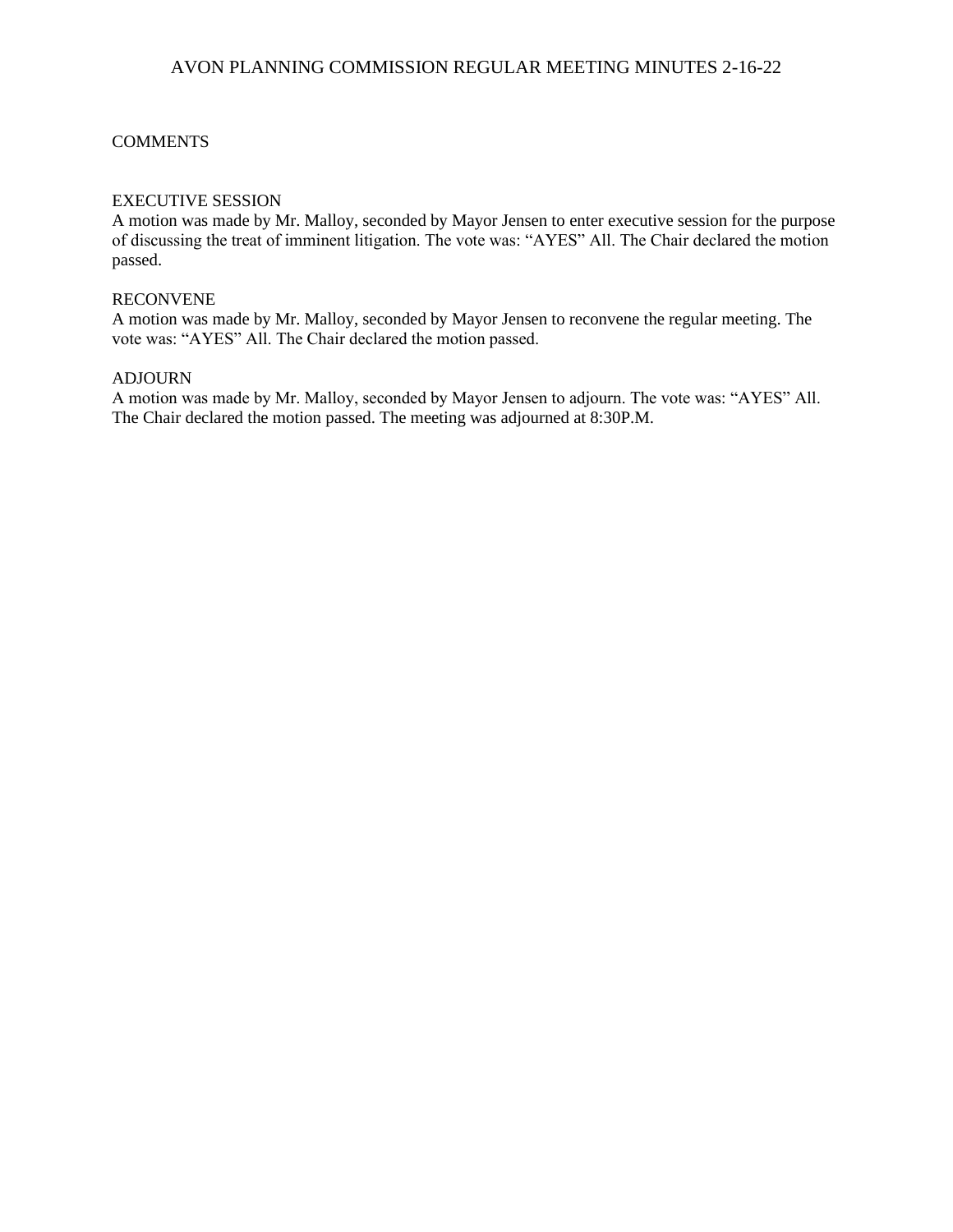COMMENTS

EXECUTIVE SESSION

A motion was made by Mr. Malloy, seconded by Mayor Jensen to enter executive session for the purpose of discussing the treat of imminent litigation. The vote was: "AYES" All. The Chair declared the motion passed.

RECONVENE

A motion was made by Mr. Malloy, seconded by Mayor Jensen to reconvene the regular meeting. The vote was: "AYES" All. The Chair declared the motion passed.

ADJOURN

A motion was made by Mr. Malloy, seconded by Mayor Jensen to adjourn. The vote was: "AYES" All. The Chair declared the motion passed. The meeting was adjourned at 8:30P.M.